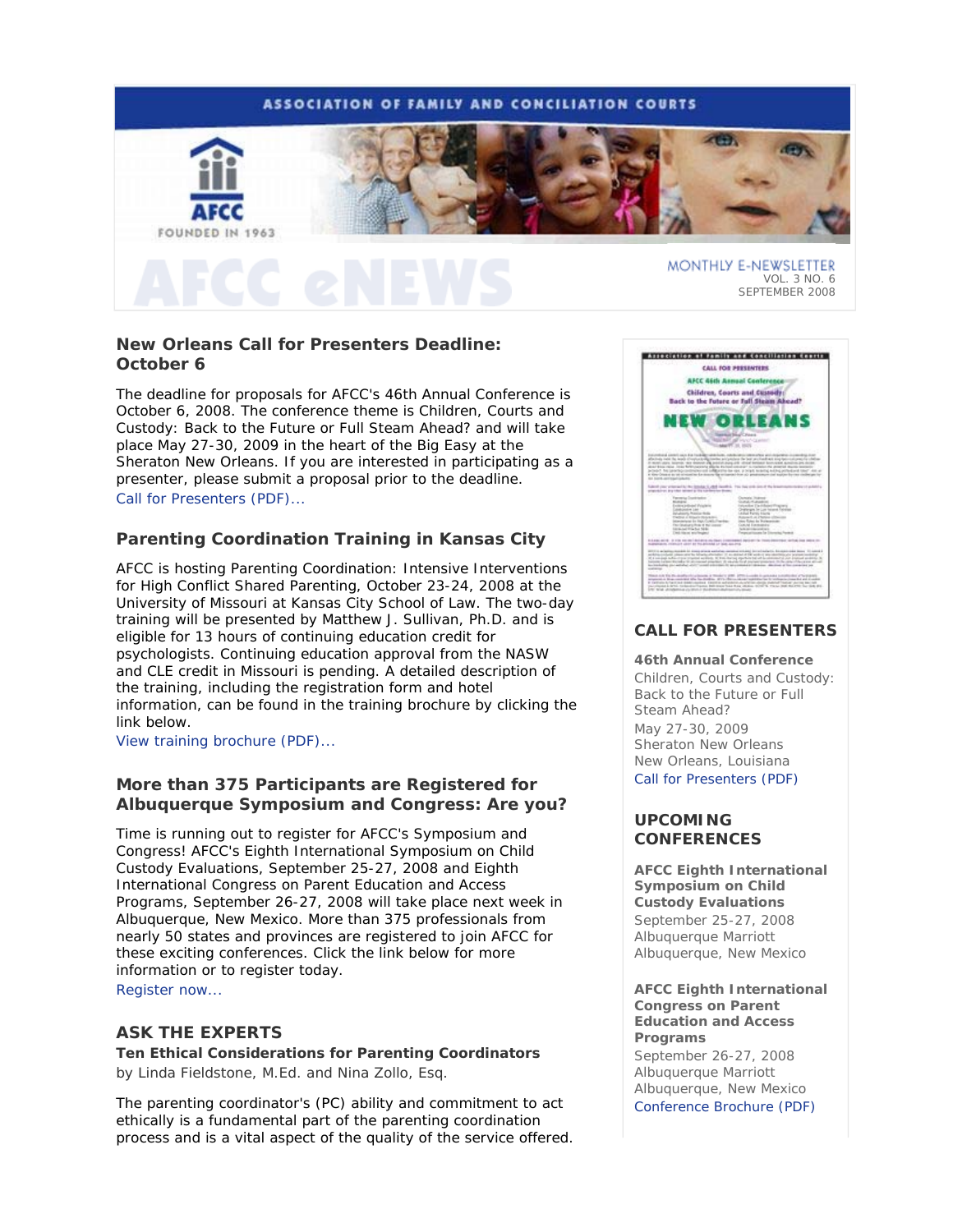ASSOCIATION OF FAMILY AND CONCILIATION COURTS

AFCC

FOUNDED IN 1963

# AFCC eNEWS

MONTHLY E-NEWSLETTER
VOL. 3 NO. 6
SEPTEMBER 2008

## New Orleans Call for Presenters Deadline: October 6

The deadline for proposals for AFCC's 46th Annual Conference is October 6, 2008. The conference theme is Children, Courts and Custody: Back to the Future or Full Steam Ahead? and will take place May 27-30, 2009 in the heart of the Big Easy at the Sheraton New Orleans. If you are interested in participating as a presenter, please submit a proposal prior to the deadline.
Call for Presenters (PDF)...

## Parenting Coordination Training in Kansas City

AFCC is hosting Parenting Coordination: Intensive Interventions for High Conflict Shared Parenting, October 23-24, 2008 at the University of Missouri at Kansas City School of Law. The two-day training will be presented by Matthew J. Sullivan, Ph.D. and is eligible for 13 hours of continuing education credit for psychologists. Continuing education approval from the NASW and CLE credit in Missouri is pending. A detailed description of the training, including the registration form and hotel information, can be found in the training brochure by clicking the link below.
View training brochure (PDF)...

## More than 375 Participants are Registered for Albuquerque Symposium and Congress: Are you?

Time is running out to register for AFCC's Symposium and Congress! AFCC's Eighth International Symposium on Child Custody Evaluations, September 25-27, 2008 and Eighth International Congress on Parent Education and Access Programs, September 26-27, 2008 will take place next week in Albuquerque, New Mexico. More than 375 professionals from nearly 50 states and provinces are registered to join AFCC for these exciting conferences. Click the link below for more information or to register today.
Register now...

## ASK THE EXPERTS

**Ten Ethical Considerations for Parenting Coordinators**
by Linda Fieldstone, M.Ed. and Nina Zollo, Esq.

The parenting coordinator's (PC) ability and commitment to act ethically is a fundamental part of the parenting coordination process and is a vital aspect of the quality of the service offered.

## CALL FOR PRESENTERS

**46th Annual Conference**
Children, Courts and Custody: Back to the Future or Full Steam Ahead?
May 27-30, 2009
Sheraton New Orleans
New Orleans, Louisiana
Call for Presenters (PDF)

## UPCOMING CONFERENCES

**AFCC Eighth International Symposium on Child Custody Evaluations**
September 25-27, 2008
Albuquerque Marriott
Albuquerque, New Mexico

**AFCC Eighth International Congress on Parent Education and Access Programs**
September 26-27, 2008
Albuquerque Marriott
Albuquerque, New Mexico
Conference Brochure (PDF)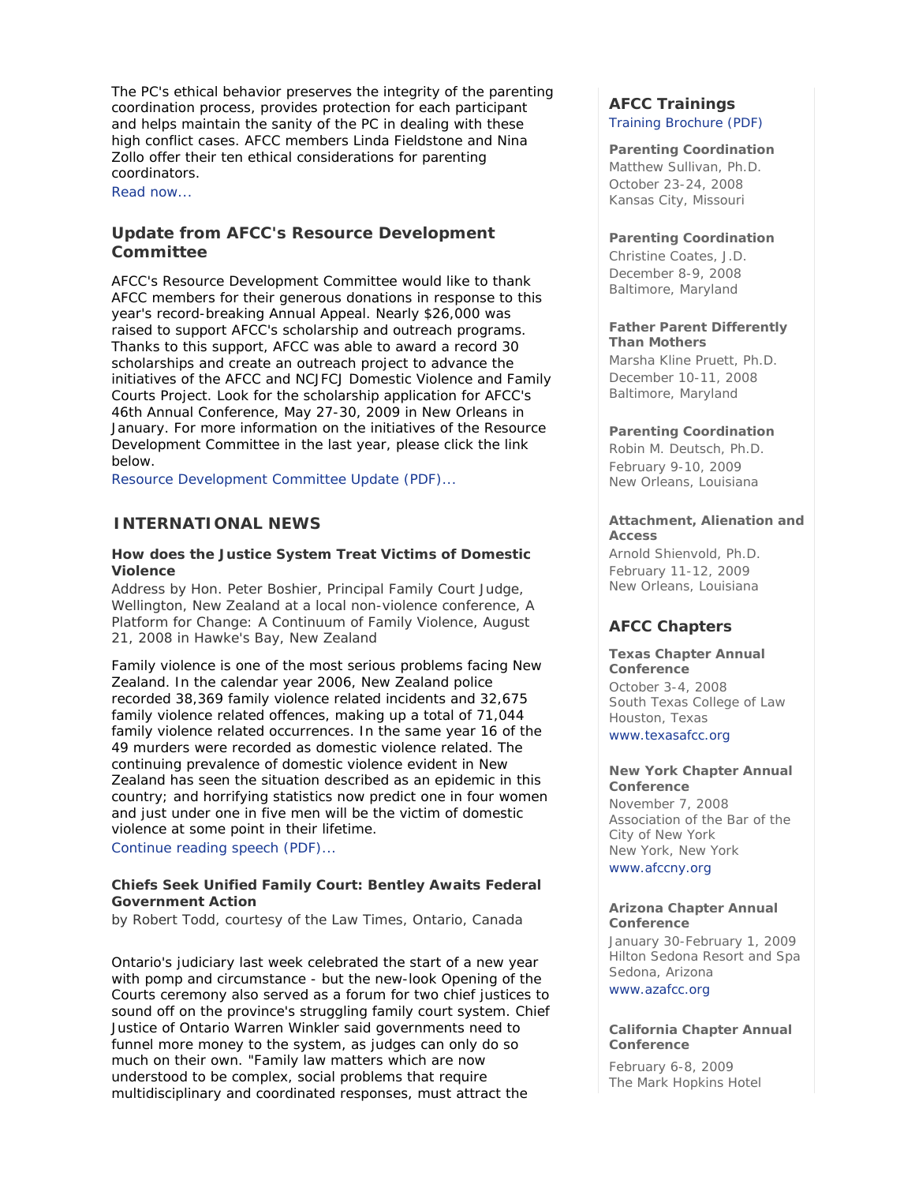The PC's ethical behavior preserves the integrity of the parenting coordination process, provides protection for each participant and helps maintain the sanity of the PC in dealing with these high conflict cases. AFCC members Linda Fieldstone and Nina Zollo offer their ten ethical considerations for parenting coordinators.
Read now...

### Update from AFCC's Resource Development Committee

AFCC's Resource Development Committee would like to thank AFCC members for their generous donations in response to this year's record-breaking Annual Appeal. Nearly $26,000 was raised to support AFCC's scholarship and outreach programs. Thanks to this support, AFCC was able to award a record 30 scholarships and create an outreach project to advance the initiatives of the AFCC and NCJFCJ Domestic Violence and Family Courts Project. Look for the scholarship application for AFCC's 46th Annual Conference, May 27-30, 2009 in New Orleans in January. For more information on the initiatives of the Resource Development Committee in the last year, please click the link below.
Resource Development Committee Update (PDF)...

## INTERNATIONAL NEWS

**How does the Justice System Treat Victims of Domestic Violence**
Address by Hon. Peter Boshier, Principal Family Court Judge, Wellington, New Zealand at a local non-violence conference, A Platform for Change: A Continuum of Family Violence, August 21, 2008 in Hawke's Bay, New Zealand

Family violence is one of the most serious problems facing New Zealand. In the calendar year 2006, New Zealand police recorded 38,369 family violence related incidents and 32,675 family violence related offences, making up a total of 71,044 family violence related occurrences. In the same year 16 of the 49 murders were recorded as domestic violence related. The continuing prevalence of domestic violence evident in New Zealand has seen the situation described as an epidemic in this country; and horrifying statistics now predict one in four women and just under one in five men will be the victim of domestic violence at some point in their lifetime.
Continue reading speech (PDF)...

**Chiefs Seek Unified Family Court: Bentley Awaits Federal Government Action**
by Robert Todd, courtesy of the Law Times, Ontario, Canada

Ontario's judiciary last week celebrated the start of a new year with pomp and circumstance - but the new-look Opening of the Courts ceremony also served as a forum for two chief justices to sound off on the province's struggling family court system. Chief Justice of Ontario Warren Winkler said governments need to funnel more money to the system, as judges can only do so much on their own. "Family law matters which are now understood to be complex, social problems that require multidisciplinary and coordinated responses, must attract the

### AFCC Trainings
Training Brochure (PDF)

**Parenting Coordination**
Matthew Sullivan, Ph.D.
October 23-24, 2008
Kansas City, Missouri

**Parenting Coordination**
Christine Coates, J.D.
December 8-9, 2008
Baltimore, Maryland

**Father Parent Differently Than Mothers**
Marsha Kline Pruett, Ph.D.
December 10-11, 2008
Baltimore, Maryland

**Parenting Coordination**
Robin M. Deutsch, Ph.D.
February 9-10, 2009
New Orleans, Louisiana

**Attachment, Alienation and Access**
Arnold Shienvold, Ph.D.
February 11-12, 2009
New Orleans, Louisiana

### AFCC Chapters

**Texas Chapter Annual Conference**
October 3-4, 2008
South Texas College of Law
Houston, Texas
www.texasafcc.org

**New York Chapter Annual Conference**
November 7, 2008
Association of the Bar of the City of New York
New York, New York
www.afccny.org

**Arizona Chapter Annual Conference**
January 30-February 1, 2009
Hilton Sedona Resort and Spa
Sedona, Arizona
www.azafcc.org

**California Chapter Annual Conference**
February 6-8, 2009
The Mark Hopkins Hotel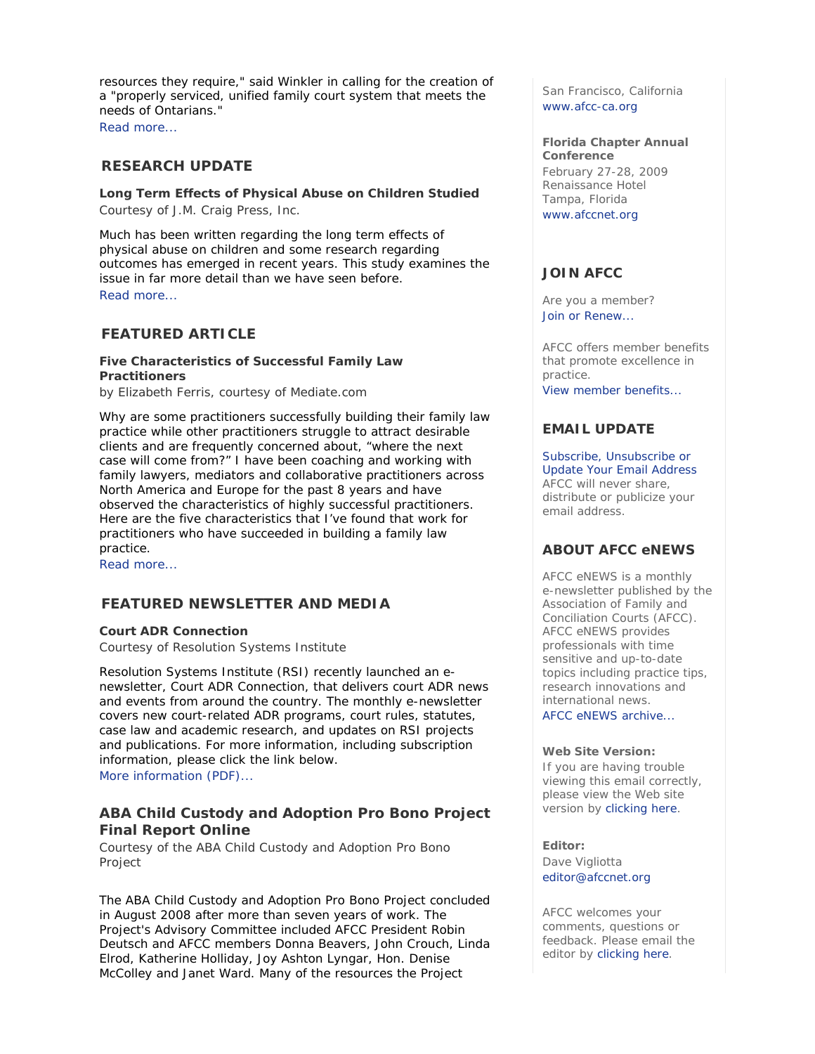resources they require," said Winkler in calling for the creation of a "properly serviced, unified family court system that meets the needs of Ontarians."
Read more...

## RESEARCH UPDATE

**Long Term Effects of Physical Abuse on Children Studied**
Courtesy of J.M. Craig Press, Inc.

Much has been written regarding the long term effects of physical abuse on children and some research regarding outcomes has emerged in recent years. This study examines the issue in far more detail than we have seen before.
Read more...

## FEATURED ARTICLE

**Five Characteristics of Successful Family Law Practitioners**
by Elizabeth Ferris, courtesy of Mediate.com

Why are some practitioners successfully building their family law practice while other practitioners struggle to attract desirable clients and are frequently concerned about, "where the next case will come from?" I have been coaching and working with family lawyers, mediators and collaborative practitioners across North America and Europe for the past 8 years and have observed the characteristics of highly successful practitioners. Here are the five characteristics that I've found that work for practitioners who have succeeded in building a family law practice.
Read more...

## FEATURED NEWSLETTER AND MEDIA

**Court ADR Connection**
Courtesy of Resolution Systems Institute

Resolution Systems Institute (RSI) recently launched an e-newsletter, Court ADR Connection, that delivers court ADR news and events from around the country. The monthly e-newsletter covers new court-related ADR programs, court rules, statutes, case law and academic research, and updates on RSI projects and publications. For more information, including subscription information, please click the link below.
More information (PDF)...

### ABA Child Custody and Adoption Pro Bono Project Final Report Online

Courtesy of the ABA Child Custody and Adoption Pro Bono Project

The ABA Child Custody and Adoption Pro Bono Project concluded in August 2008 after more than seven years of work. The Project's Advisory Committee included AFCC President Robin Deutsch and AFCC members Donna Beavers, John Crouch, Linda Elrod, Katherine Holliday, Joy Ashton Lyngar, Hon. Denise McColley and Janet Ward. Many of the resources the Project

San Francisco, California
www.afcc-ca.org

**Florida Chapter Annual Conference**
February 27-28, 2009
Renaissance Hotel
Tampa, Florida
www.afccnet.org

## JOIN AFCC

Are you a member?
Join or Renew...

AFCC offers member benefits that promote excellence in practice.
View member benefits...

## EMAIL UPDATE

Subscribe, Unsubscribe or Update Your Email Address
AFCC will never share, distribute or publicize your email address.

## ABOUT AFCC eNEWS

AFCC eNEWS is a monthly e-newsletter published by the Association of Family and Conciliation Courts (AFCC). AFCC eNEWS provides professionals with time sensitive and up-to-date topics including practice tips, research innovations and international news.
AFCC eNEWS archive...

**Web Site Version:**
If you are having trouble viewing this email correctly, please view the Web site version by clicking here.

**Editor:**
Dave Vigliotta
editor@afccnet.org

AFCC welcomes your comments, questions or feedback. Please email the editor by clicking here.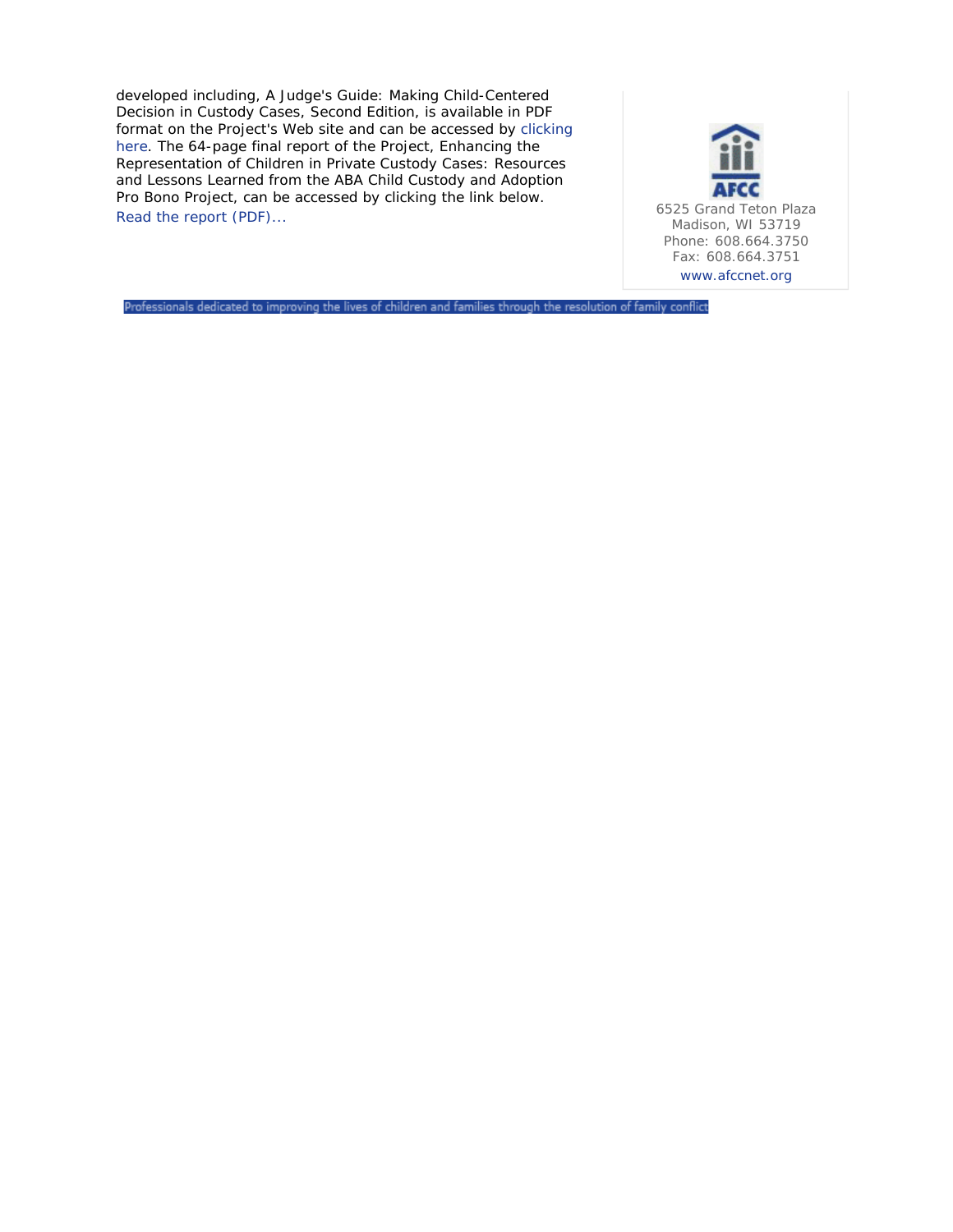developed including, A Judge's Guide: Making Child-Centered Decision in Custody Cases, Second Edition, is available in PDF format on the Project's Web site and can be accessed by clicking here. The 64-page final report of the Project, Enhancing the Representation of Children in Private Custody Cases: Resources and Lessons Learned from the ABA Child Custody and Adoption Pro Bono Project, can be accessed by clicking the link below.

Read the report (PDF)...

AFCC

6525 Grand Teton Plaza
Madison, WI 53719
Phone: 608.664.3750
Fax: 608.664.3751
www.afccnet.org

Professionals dedicated to improving the lives of children and families through the resolution of family conflict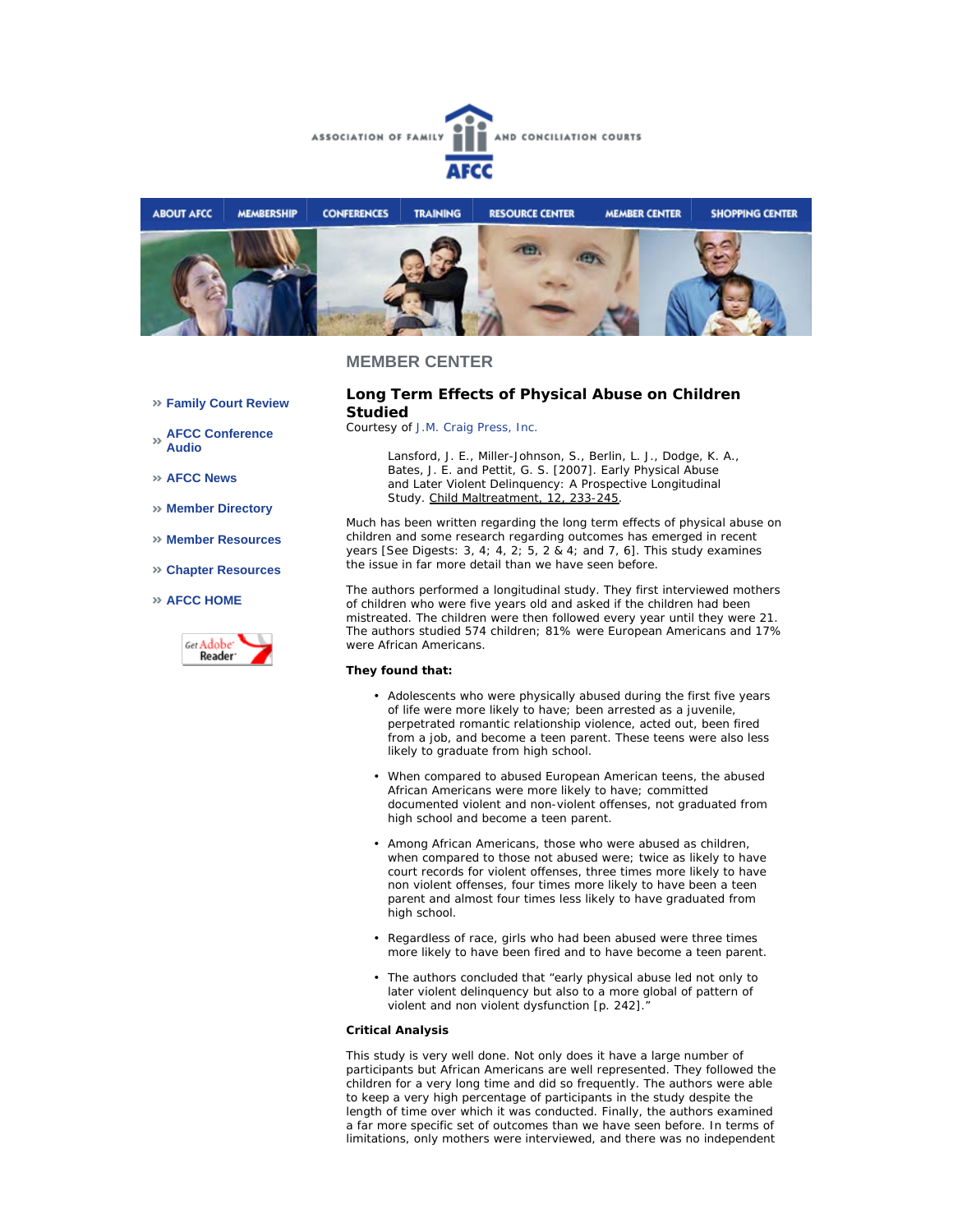ASSOCIATION OF FAMILY AND CONCILIATION COURTS

AFCC

ABOUT AFCC | MEMBERSHIP | CONFERENCES | TRAINING | RESOURCE CENTER | MEMBER CENTER | SHOPPING CENTER

## MEMBER CENTER

- » Family Court Review
- » AFCC Conference Audio
- » AFCC News
- » Member Directory
- » Member Resources
- » Chapter Resources
- » AFCC HOME

Get Adobe Reader

### Long Term Effects of Physical Abuse on Children Studied

Courtesy of J.M. Craig Press, Inc.

> Lansford, J. E., Miller-Johnson, S., Berlin, L. J., Dodge, K. A., Bates, J. E. and Pettit, G. S. [2007]. Early Physical Abuse and Later Violent Delinquency: A Prospective Longitudinal Study. Child Maltreatment, 12, 233-245.

Much has been written regarding the long term effects of physical abuse on children and some research regarding outcomes has emerged in recent years [See Digests: 3, 4; 4, 2; 5, 2 & 4; and 7, 6]. This study examines the issue in far more detail than we have seen before.

The authors performed a longitudinal study. They first interviewed mothers of children who were five years old and asked if the children had been mistreated. The children were then followed every year until they were 21. The authors studied 574 children; 81% were European Americans and 17% were African Americans.

**They found that:**

- Adolescents who were physically abused during the first five years of life were more likely to have; been arrested as a juvenile, perpetrated romantic relationship violence, acted out, been fired from a job, and become a teen parent. These teens were also less likely to graduate from high school.
- When compared to abused European American teens, the abused African Americans were more likely to have; committed documented violent and non-violent offenses, not graduated from high school and become a teen parent.
- Among African Americans, those who were abused as children, when compared to those not abused were; twice as likely to have court records for violent offenses, three times more likely to have non violent offenses, four times more likely to have been a teen parent and almost four times less likely to have graduated from high school.
- Regardless of race, girls who had been abused were three times more likely to have been fired and to have become a teen parent.
- The authors concluded that “early physical abuse led not only to later violent delinquency but also to a more global of pattern of violent and non violent dysfunction [p. 242].”

**Critical Analysis**

This study is very well done. Not only does it have a large number of participants but African Americans are well represented. They followed the children for a very long time and did so frequently. The authors were able to keep a very high percentage of participants in the study despite the length of time over which it was conducted. Finally, the authors examined a far more specific set of outcomes than we have seen before. In terms of limitations, only mothers were interviewed, and there was no independent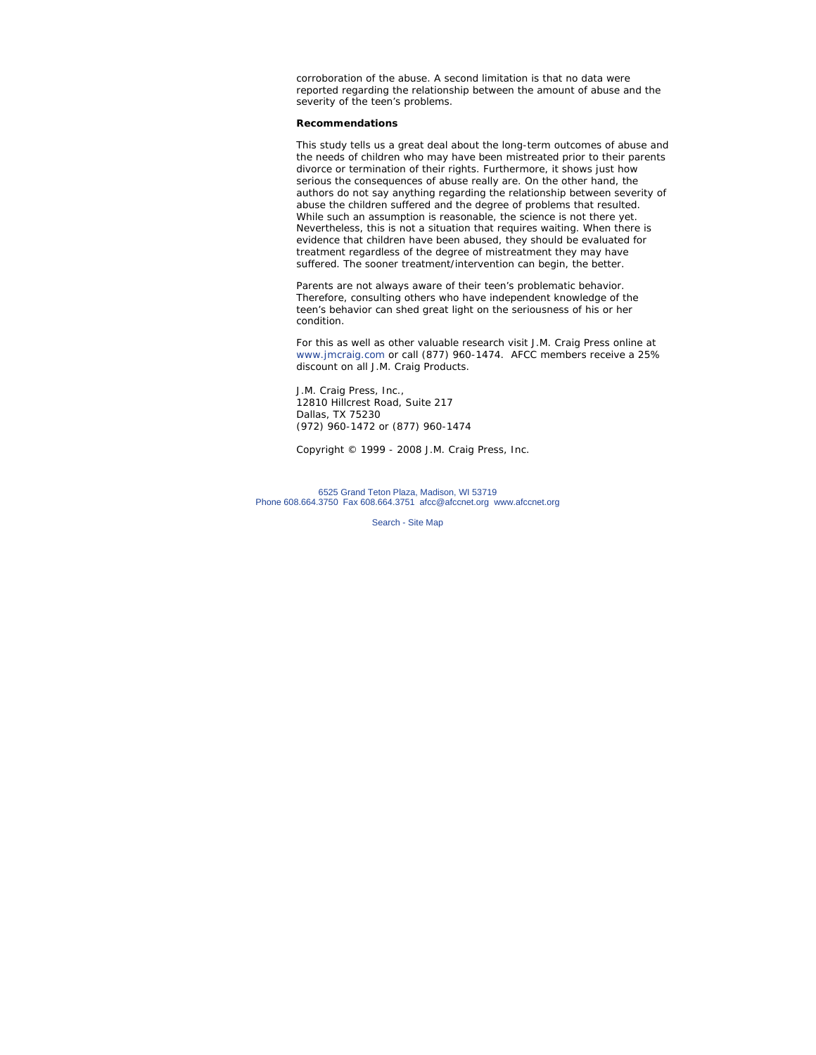corroboration of the abuse. A second limitation is that no data were reported regarding the relationship between the amount of abuse and the severity of the teen's problems.

**Recommendations**

This study tells us a great deal about the long-term outcomes of abuse and the needs of children who may have been mistreated prior to their parents divorce or termination of their rights. Furthermore, it shows just how serious the consequences of abuse really are. On the other hand, the authors do not say anything regarding the relationship between severity of abuse the children suffered and the degree of problems that resulted. While such an assumption is reasonable, the science is not there yet. Nevertheless, this is not a situation that requires waiting. When there is evidence that children have been abused, they should be evaluated for treatment regardless of the degree of mistreatment they may have suffered. The sooner treatment/intervention can begin, the better.

Parents are not always aware of their teen's problematic behavior. Therefore, consulting others who have independent knowledge of the teen's behavior can shed great light on the seriousness of his or her condition.

For this as well as other valuable research visit J.M. Craig Press online at www.jmcraig.com or call (877) 960-1474. AFCC members receive a 25% discount on all J.M. Craig Products.

J.M. Craig Press, Inc.,
12810 Hillcrest Road, Suite 217
Dallas, TX 75230
(972) 960-1472 or (877) 960-1474

Copyright © 1999 - 2008 J.M. Craig Press, Inc.

6525 Grand Teton Plaza, Madison, WI 53719
Phone 608.664.3750 Fax 608.664.3751 afcc@afccnet.org www.afccnet.org

Search - Site Map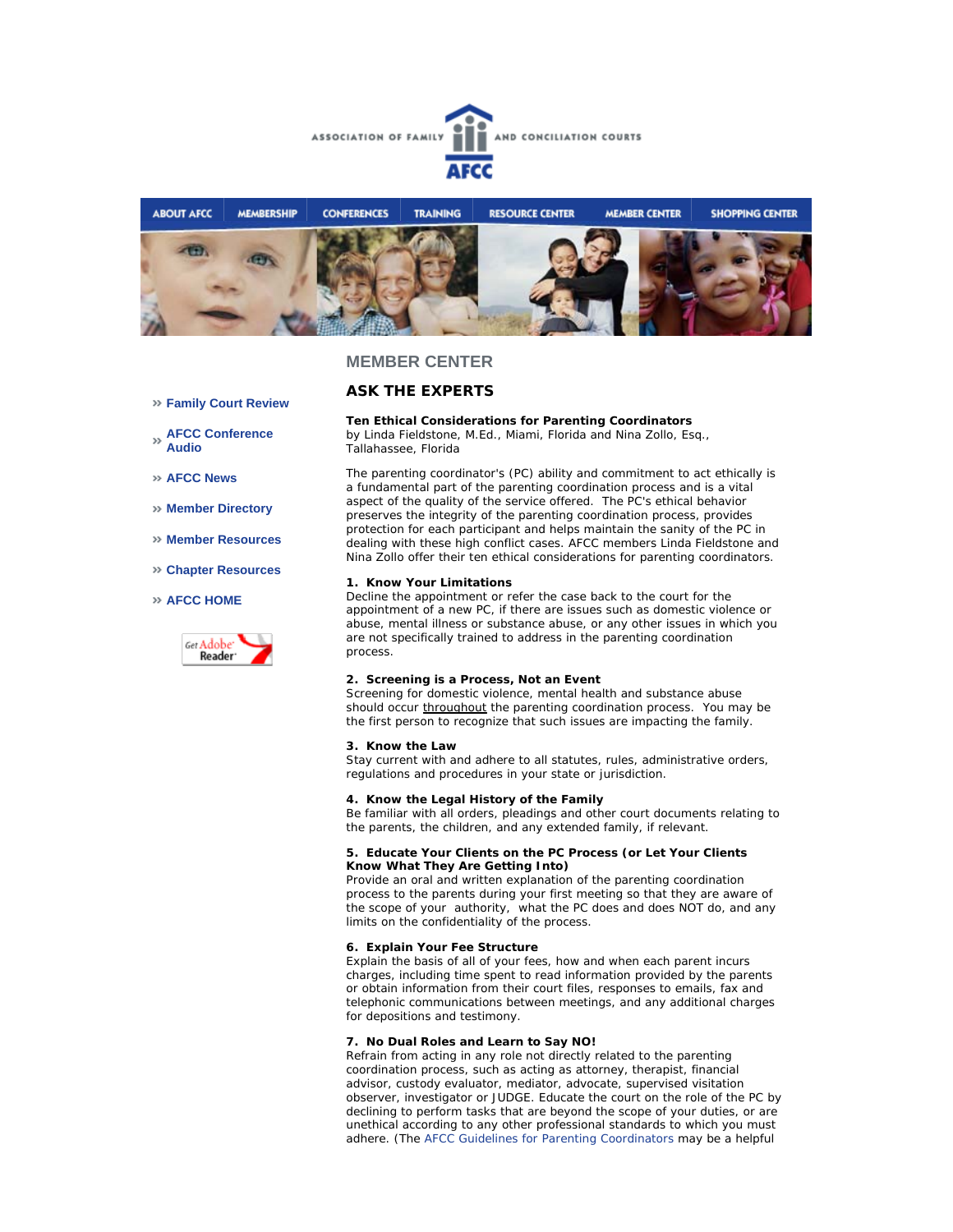ASSOCIATION OF FAMILY AND CONCILIATION COURTS

AFCC

ABOUT AFCC | MEMBERSHIP | CONFERENCES | TRAINING | RESOURCE CENTER | MEMBER CENTER | SHOPPING CENTER

- » Family Court Review
- » AFCC Conference Audio
- » AFCC News
- » Member Directory
- » Member Resources
- » Chapter Resources
- » AFCC HOME

Get Adobe Reader

## MEMBER CENTER

## ASK THE EXPERTS

**Ten Ethical Considerations for Parenting Coordinators**
by Linda Fieldstone, M.Ed., Miami, Florida and Nina Zollo, Esq., Tallahassee, Florida

The parenting coordinator's (PC) ability and commitment to act ethically is a fundamental part of the parenting coordination process and is a vital aspect of the quality of the service offered. The PC's ethical behavior preserves the integrity of the parenting coordination process, provides protection for each participant and helps maintain the sanity of the PC in dealing with these high conflict cases. AFCC members Linda Fieldstone and Nina Zollo offer their ten ethical considerations for parenting coordinators.

**1. Know Your Limitations**
Decline the appointment or refer the case back to the court for the appointment of a new PC, if there are issues such as domestic violence or abuse, mental illness or substance abuse, or any other issues in which you are not specifically trained to address in the parenting coordination process.

**2. Screening is a Process, Not an Event**
Screening for domestic violence, mental health and substance abuse should occur throughout the parenting coordination process. You may be the first person to recognize that such issues are impacting the family.

**3. Know the Law**
Stay current with and adhere to all statutes, rules, administrative orders, regulations and procedures in your state or jurisdiction.

**4. Know the Legal History of the Family**
Be familiar with all orders, pleadings and other court documents relating to the parents, the children, and any extended family, if relevant.

**5. Educate Your Clients on the PC Process (or Let Your Clients Know What They Are Getting Into)**
Provide an oral and written explanation of the parenting coordination process to the parents during your first meeting so that they are aware of the scope of your authority, what the PC does and does NOT do, and any limits on the confidentiality of the process.

**6. Explain Your Fee Structure**
Explain the basis of all of your fees, how and when each parent incurs charges, including time spent to read information provided by the parents or obtain information from their court files, responses to emails, fax and telephonic communications between meetings, and any additional charges for depositions and testimony.

**7. No Dual Roles and Learn to Say NO!**
Refrain from acting in any role not directly related to the parenting coordination process, such as acting as attorney, therapist, financial advisor, custody evaluator, mediator, advocate, supervised visitation observer, investigator or JUDGE. Educate the court on the role of the PC by declining to perform tasks that are beyond the scope of your duties, or are unethical according to any other professional standards to which you must adhere. (The AFCC Guidelines for Parenting Coordinators may be a helpful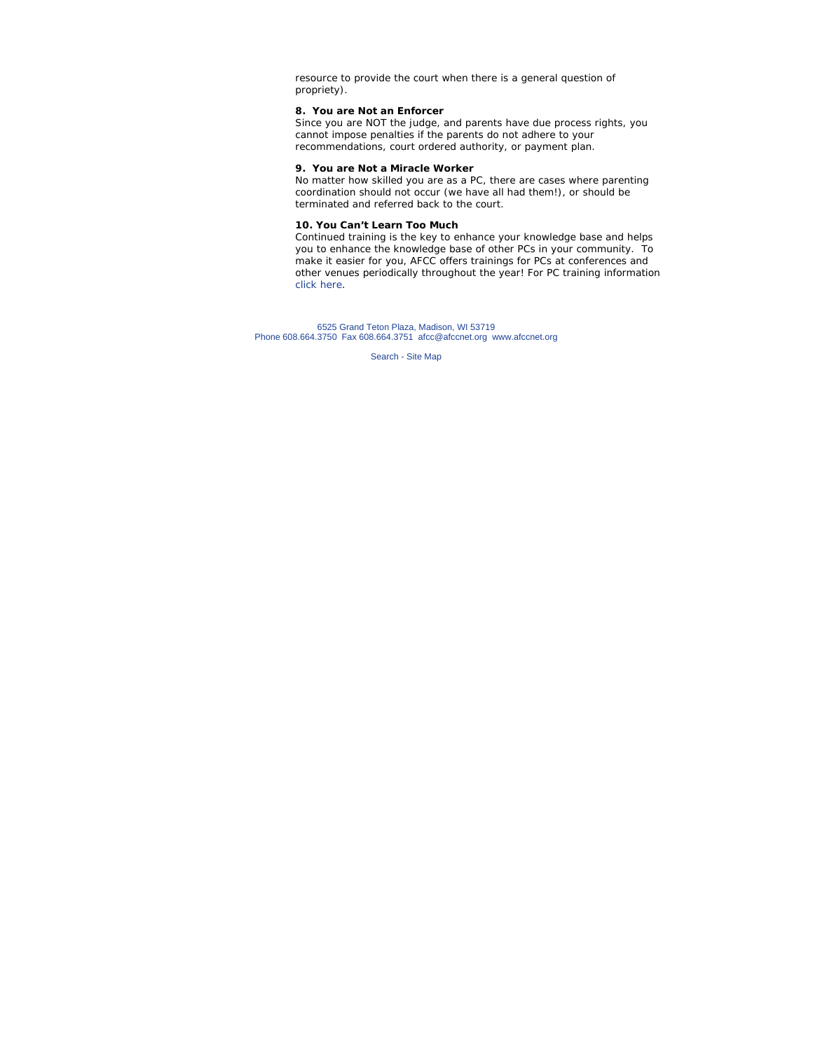resource to provide the court when there is a general question of propriety).

**8. You are Not an Enforcer**

Since you are NOT the judge, and parents have due process rights, you cannot impose penalties if the parents do not adhere to your recommendations, court ordered authority, or payment plan.

**9. You are Not a Miracle Worker**

No matter how skilled you are as a PC, there are cases where parenting coordination should not occur (we have all had them!), or should be terminated and referred back to the court.

**10. You Can't Learn Too Much**

Continued training is the key to enhance your knowledge base and helps you to enhance the knowledge base of other PCs in your community. To make it easier for you, AFCC offers trainings for PCs at conferences and other venues periodically throughout the year! For PC training information click here.

6525 Grand Teton Plaza, Madison, WI 53719
Phone 608.664.3750 Fax 608.664.3751 afcc@afccnet.org www.afccnet.org

Search - Site Map